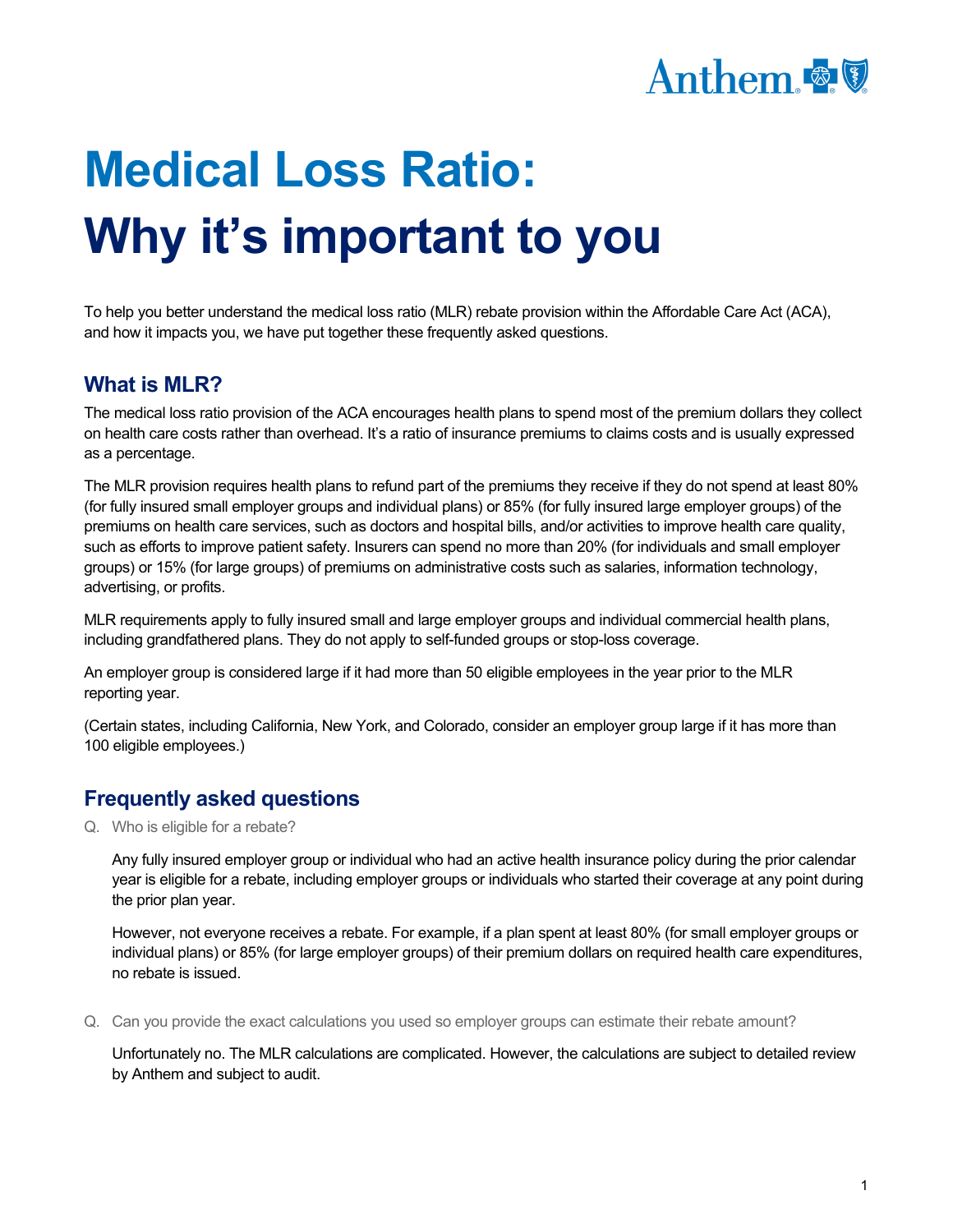# Medical Loss Ratio:

# Why it's important to you

To help you better understand the medical loss ratio (MLR) rebate provision within the Affordable Care Act (ACA), and how it impacts you, we have put together these frequently asked questions.

## What is MLR?

The medical loss ratio provision of the ACA encourages health plans to spend most of the premium dollars they collect on health care costs rather than overhead. It's a ratio of insurance premiums to claims costs and is usually expressed as a percentage.

The MLR provision requires health plans to refund part of the premiums they receive if they do not spend at least 80% (for fully insured small employer groups and individual plans) or 85% (for fully insured large employer groups) of the premiums on health care services, such as doctors and hospital bills, and/or activities to improve health care quality, such as efforts to improve patient safety. Insurers can spend no more than 20% (for individuals and small employer groups) or 15% (for large groups) of premiums on administrative costs such as salaries, information technology, advertising, or profits.

MLR requirements apply to fully insured small and large employer groups and individual commercial health plans, including grandfathered plans. They do not apply to self-funded groups or stop-loss coverage.

An employer group is considered large if it had more than 50 eligible employees in the year prior to the MLR reporting year.

(Certain states, including California, New York, and Colorado, consider an employer group large if it has more than 100 eligible employees.)

## Frequently asked questions

Q. Who is eligible for a rebate?

Any fully insured employer group or individual who had an active health insurance policy during the prior calendar year is eligible for a rebate, including employer groups or individuals who started their coverage at any point during the prior plan year.

However, not everyone receives a rebate. For example, if a plan spent at least 80% (for small employer groups or individual plans) or 85% (for large employer groups) of their premium dollars on required health care expenditures, no rebate is issued.

Q. Can you provide the exact calculations you used so employer groups can estimate their rebate amount?

Unfortunately no. The MLR calculations are complicated. However, the calculations are subject to detailed review by Anthem and subject to audit.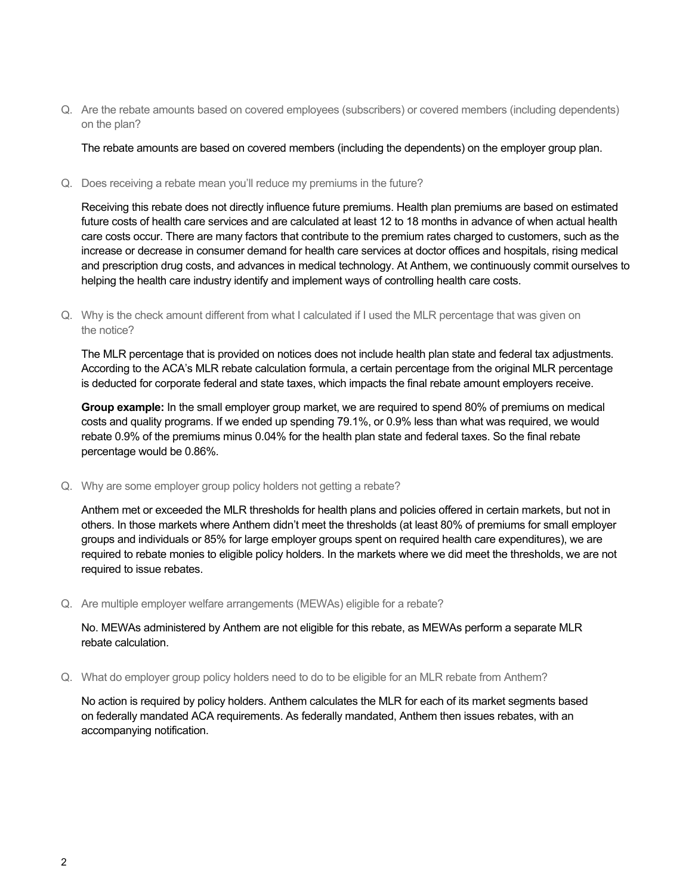Q. Are the rebate amounts based on covered employees (subscribers) or covered members (including dependents) on the plan?

The rebate amounts are based on covered members (including the dependents) on the employer group plan.

Q. Does receiving a rebate mean you'll reduce my premiums in the future?

Receiving this rebate does not directly influence future premiums. Health plan premiums are based on estimated future costs of health care services and are calculated at least 12 to 18 months in advance of when actual health care costs occur. There are many factors that contribute to the premium rates charged to customers, such as the increase or decrease in consumer demand for health care services at doctor offices and hospitals, rising medical and prescription drug costs, and advances in medical technology. At Anthem, we continuously commit ourselves to helping the health care industry identify and implement ways of controlling health care costs.

Q. Why is the check amount different from what I calculated if I used the MLR percentage that was given on the notice?

The MLR percentage that is provided on notices does not include health plan state and federal tax adjustments. According to the ACA's MLR rebate calculation formula, a certain percentage from the original MLR percentage is deducted for corporate federal and state taxes, which impacts the final rebate amount employers receive.

**Group example:** In the small employer group market, we are required to spend 80% of premiums on medical costs and quality programs. If we ended up spending 79.1%, or 0.9% less than what was required, we would rebate 0.9% of the premiums minus 0.04% for the health plan state and federal taxes. So the final rebate percentage would be 0.86%.

Q. Why are some employer group policy holders not getting a rebate?

Anthem met or exceeded the MLR thresholds for health plans and policies offered in certain markets, but not in others. In those markets where Anthem didn't meet the thresholds (at least 80% of premiums for small employer groups and individuals or 85% for large employer groups spent on required health care expenditures), we are required to rebate monies to eligible policy holders. In the markets where we did meet the thresholds, we are not required to issue rebates.

Q. Are multiple employer welfare arrangements (MEWAs) eligible for a rebate?

No. MEWAs administered by Anthem are not eligible for this rebate, as MEWAs perform a separate MLR rebate calculation.

Q. What do employer group policy holders need to do to be eligible for an MLR rebate from Anthem?

No action is required by policy holders. Anthem calculates the MLR for each of its market segments based on federally mandated ACA requirements. As federally mandated, Anthem then issues rebates, with an accompanying notification.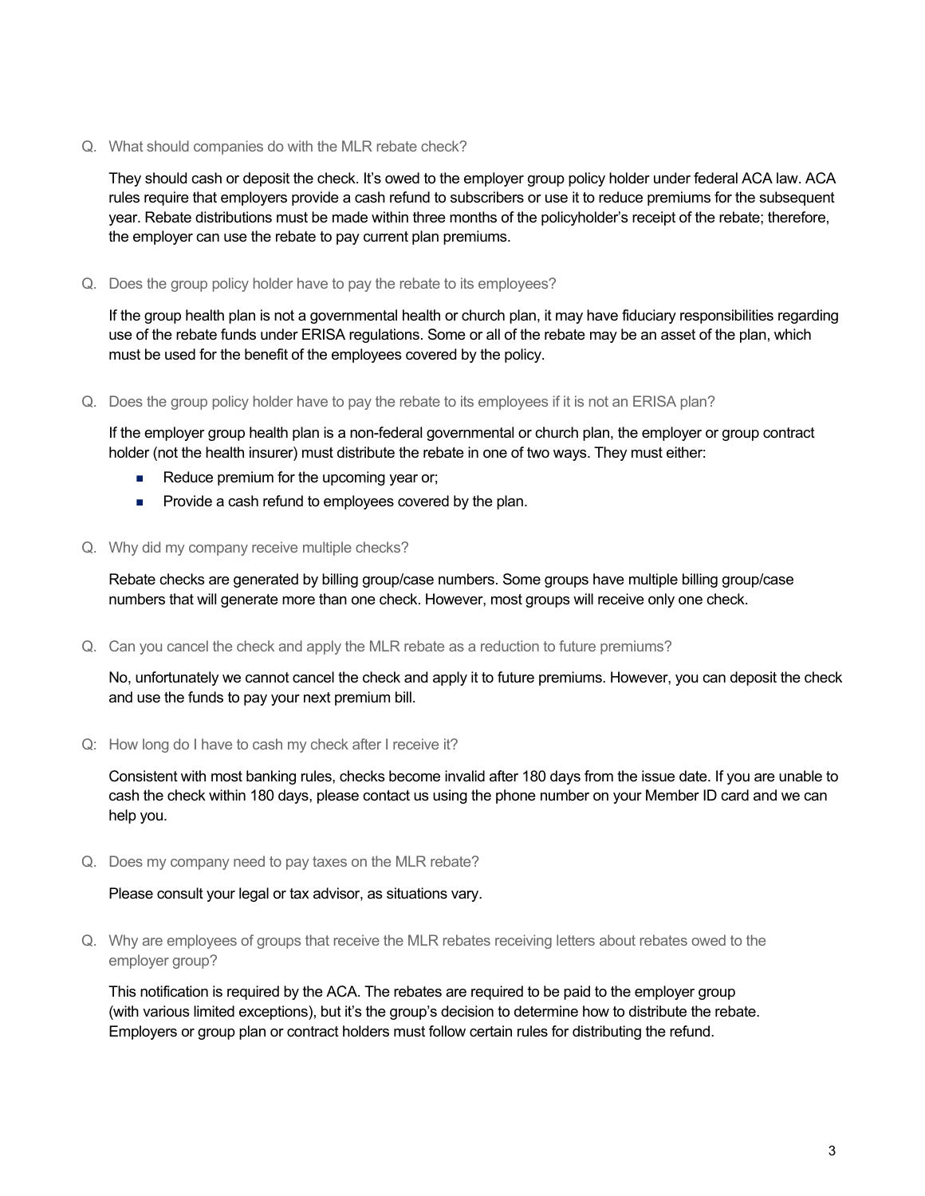Q. What should companies do with the MLR rebate check?

They should cash or deposit the check. It's owed to the employer group policy holder under federal ACA law. ACA rules require that employers provide a cash refund to subscribers or use it to reduce premiums for the subsequent year. Rebate distributions must be made within three months of the policyholder's receipt of the rebate; therefore, the employer can use the rebate to pay current plan premiums.

Q. Does the group policy holder have to pay the rebate to its employees?

If the group health plan is not a governmental health or church plan, it may have fiduciary responsibilities regarding use of the rebate funds under ERISA regulations. Some or all of the rebate may be an asset of the plan, which must be used for the benefit of the employees covered by the policy.

Q. Does the group policy holder have to pay the rebate to its employees if it is not an ERISA plan?

If the employer group health plan is a non-federal governmental or church plan, the employer or group contract holder (not the health insurer) must distribute the rebate in one of two ways. They must either:

- Reduce premium for the upcoming year or;
- Provide a cash refund to employees covered by the plan.

Q. Why did my company receive multiple checks?

Rebate checks are generated by billing group/case numbers. Some groups have multiple billing group/case numbers that will generate more than one check. However, most groups will receive only one check.

Q. Can you cancel the check and apply the MLR rebate as a reduction to future premiums?

No, unfortunately we cannot cancel the check and apply it to future premiums. However, you can deposit the check and use the funds to pay your next premium bill.

Q: How long do I have to cash my check after I receive it?

Consistent with most banking rules, checks become invalid after 180 days from the issue date. If you are unable to cash the check within 180 days, please contact us using the phone number on your Member ID card and we can help you.

Q. Does my company need to pay taxes on the MLR rebate?

Please consult your legal or tax advisor, as situations vary.

Q. Why are employees of groups that receive the MLR rebates receiving letters about rebates owed to the employer group?

This notification is required by the ACA. The rebates are required to be paid to the employer group (with various limited exceptions), but it's the group's decision to determine how to distribute the rebate. Employers or group plan or contract holders must follow certain rules for distributing the refund.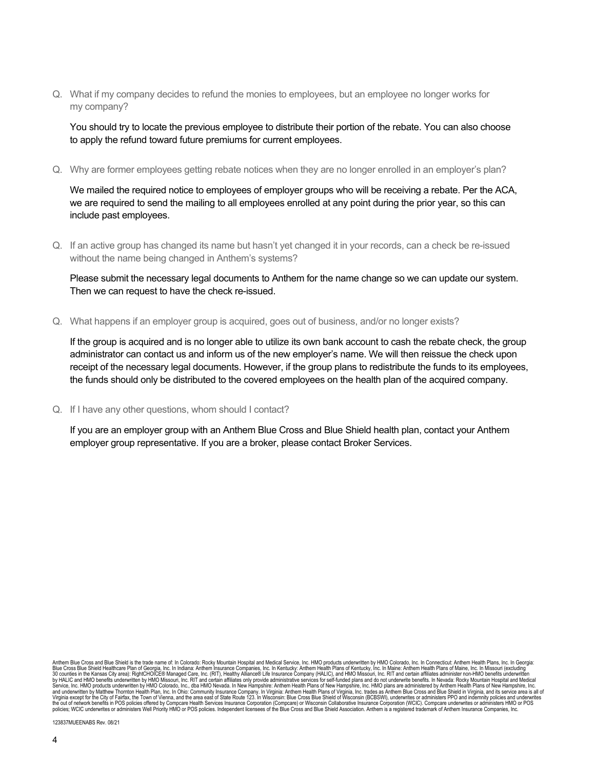Q. What if my company decides to refund the monies to employees, but an employee no longer works for my company?

You should try to locate the previous employee to distribute their portion of the rebate. You can also choose to apply the refund toward future premiums for current employees.

Q. Why are former employees getting rebate notices when they are no longer enrolled in an employer's plan?

We mailed the required notice to employees of employer groups who will be receiving a rebate. Per the ACA, we are required to send the mailing to all employees enrolled at any point during the prior year, so this can include past employees.

Q. If an active group has changed its name but hasn't yet changed it in your records, can a check be re-issued without the name being changed in Anthem's systems?

Please submit the necessary legal documents to Anthem for the name change so we can update our system. Then we can request to have the check re-issued.

Q. What happens if an employer group is acquired, goes out of business, and/or no longer exists?

If the group is acquired and is no longer able to utilize its own bank account to cash the rebate check, the group administrator can contact us and inform us of the new employer's name. We will then reissue the check upon receipt of the necessary legal documents. However, if the group plans to redistribute the funds to its employees, the funds should only be distributed to the covered employees on the health plan of the acquired company.

Q. If I have any other questions, whom should I contact?

If you are an employer group with an Anthem Blue Cross and Blue Shield health plan, contact your Anthem employer group representative. If you are a broker, please contact Broker Services.

Anthem Blue Cross and Blue Shield is the trade name of: In Colorado: Rocky Mountain Hospital and Medical Service, Inc. HMO products underwritten by HMO Colorado, Inc. In Connecticut: Anthem Health Plans, Inc. In Georgia: Blue Cross Blue Shield Healthcare Plan of Georgia, Inc. In Indiana: Anthem Insurance Companies, Inc. In Kentucky: Anthem Health Plans of Kentucky, Inc. In Maine: Anthem Health Plans of Maine, Inc. In Missouri (excluding 30 counties in the Kansas City area): RightCHOICE® Managed Care, Inc. (RIT), Healthy Alliance® Life Insurance Company (HALIC), and HMO Missouri, Inc. RIT and certain affiliates administer non-HMO benefits underwritten by HALIC and HMO benefits underwritten by HMO Missouri, Inc. RIT and certain affiliates only provide administrative services for self-funded plans and do not underwrite benefits. In Nevada: Rocky Mountain Hospital and Medical Service, Inc. HMO products underwritten by HMO Colorado, Inc., dba HMO Nevada. In New Hampshire: Anthem Health Plans of New Hampshire, Inc. HMO plans are administered by Anthem Health Plans of New Hampshire, Inc. and underwritten by Matthew Thornton Health Plan, Inc. In Ohio: Community Insurance Company. In Virginia: Anthem Health Plans of Virginia, Inc. trades as Anthem Blue Cross and Blue Shield in Virginia, and its service area is all of Virginia except for the City of Fairfax, the Town of Vienna, and the area east of State Route 123. In Wisconsin: Blue Cross Blue Shield of Wisconsin (BCBSWI), underwrites or administers PPO and indemnity policies and underwrites the out of network benefits in POS policies offered by Compcare Health Services Insurance Corporation (Compcare) or Wisconsin Collaborative Insurance Corporation (WCIC). Compcare underwrites or administers HMO or POS policies; WCIC underwrites or administers Well Priority HMO or POS policies. Independent licensees of the Blue Cross and Blue Shield Association. Anthem is a registered trademark of Anthem Insurance Companies, Inc.

123837MUEENABS Rev. 08/21